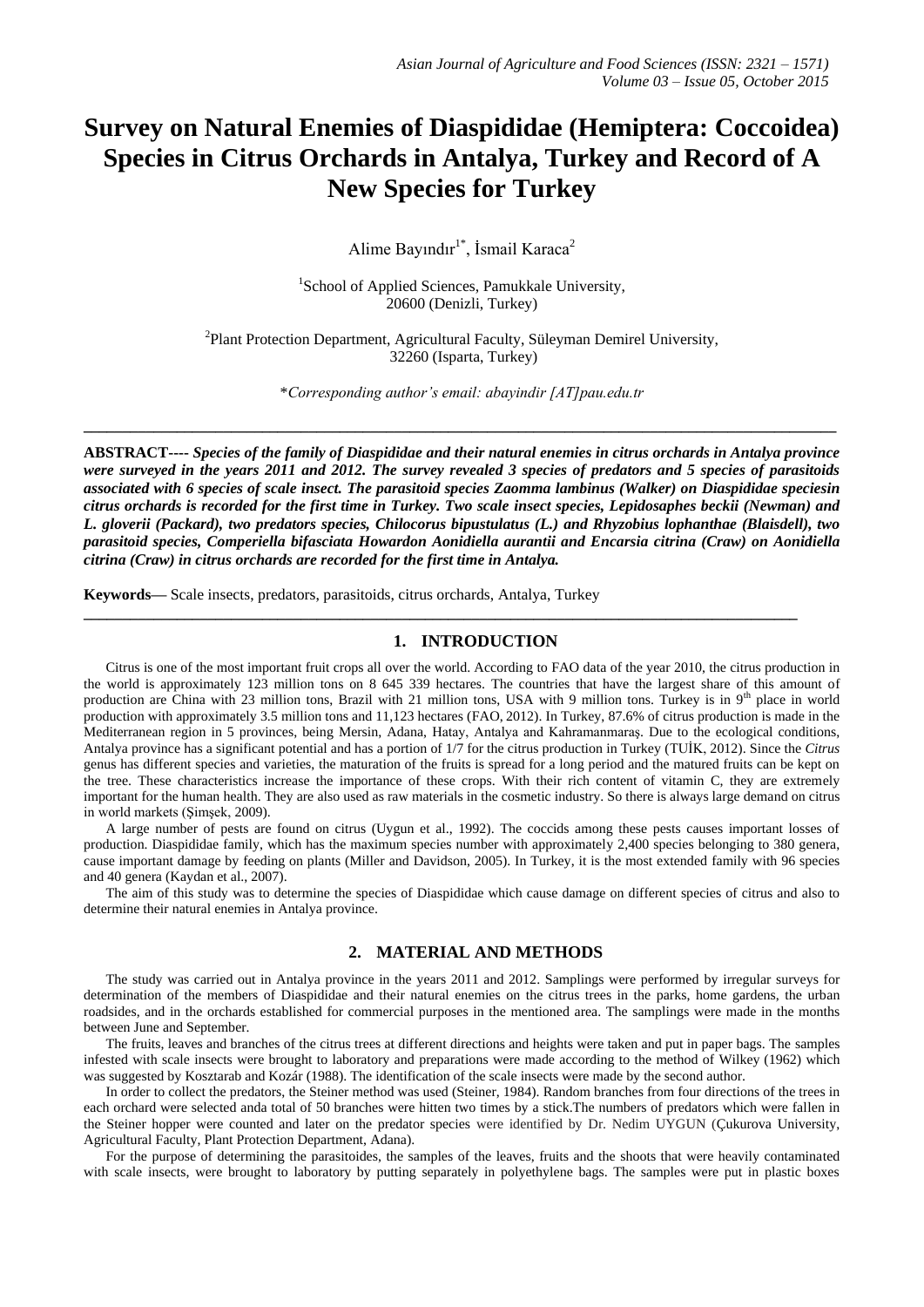# Survey on Natural Enemies of Diaspididae (Hemiptera: Coccoidea) Species in Citrus Orchards in Antalya, Turkey and Record of A New Species for Turkey

Alime Bayındır[1*], İsmail Karaca[2]

[1]School of Applied Sciences, Pamukkale University, 20600 (Denizli, Turkey)

[2]Plant Protection Department, Agricultural Faculty, Süleyman Demirel University, 32260 (Isparta, Turkey)

*Corresponding author's email: abayindir [AT]pau.edu.tr

---

**ABSTRACT----** ***Species of the family of Diaspididae and their natural enemies in citrus orchards in Antalya province were surveyed in the years 2011 and 2012. The survey revealed 3 species of predators and 5 species of parasitoids associated with 6 species of scale insect. The parasitoid species Zaomma lambinus (Walker) on Diaspididae speciesin citrus orchards is recorded for the first time in Turkey. Two scale insect species, Lepidosaphes beckii (Newman) and L. gloverii (Packard), two predators species, Chilocorus bipustulatus (L.) and Rhyzobius lophanthae (Blaisdell), two parasitoid species, Comperiella bifasciata Howardon Aonidiella aurantii and Encarsia citrina (Craw) on Aonidiella citrina (Craw) in citrus orchards are recorded for the first time in Antalya.***

**Keywords—** Scale insects, predators, parasitoids, citrus orchards, Antalya, Turkey

---

## 1. INTRODUCTION

Citrus is one of the most important fruit crops all over the world. According to FAO data of the year 2010, the citrus production in the world is approximately 123 million tons on 8 645 339 hectares. The countries that have the largest share of this amount of production are China with 23 million tons, Brazil with 21 million tons, USA with 9 million tons. Turkey is in 9$^{th}$ place in world production with approximately 3.5 million tons and 11,123 hectares (FAO, 2012). In Turkey, 87.6% of citrus production is made in the Mediterranean region in 5 provinces, being Mersin, Adana, Hatay, Antalya and Kahramanmaraş. Due to the ecological conditions, Antalya province has a significant potential and has a portion of 1/7 for the citrus production in Turkey (TUİK, 2012). Since the *Citrus* genus has different species and varieties, the maturation of the fruits is spread for a long period and the matured fruits can be kept on the tree. These characteristics increase the importance of these crops. With their rich content of vitamin C, they are extremely important for the human health. They are also used as raw materials in the cosmetic industry. So there is always large demand on citrus in world markets (Şimşek, 2009).

A large number of pests are found on citrus (Uygun et al., 1992). The coccids among these pests causes important losses of production. Diaspididae family, which has the maximum species number with approximately 2,400 species belonging to 380 genera, cause important damage by feeding on plants (Miller and Davidson, 2005). In Turkey, it is the most extended family with 96 species and 40 genera (Kaydan et al., 2007).

The aim of this study was to determine the species of Diaspididae which cause damage on different species of citrus and also to determine their natural enemies in Antalya province.

## 2. MATERIAL AND METHODS

The study was carried out in Antalya province in the years 2011 and 2012. Samplings were performed by irregular surveys for determination of the members of Diaspididae and their natural enemies on the citrus trees in the parks, home gardens, the urban roadsides, and in the orchards established for commercial purposes in the mentioned area. The samplings were made in the months between June and September.

The fruits, leaves and branches of the citrus trees at different directions and heights were taken and put in paper bags. The samples infested with scale insects were brought to laboratory and preparations were made according to the method of Wilkey (1962) which was suggested by Kosztarab and Kozár (1988). The identification of the scale insects were made by the second author.

In order to collect the predators, the Steiner method was used (Steiner, 1984). Random branches from four directions of the trees in each orchard were selected anda total of 50 branches were hitten two times by a stick.The numbers of predators which were fallen in the Steiner hopper were counted and later on the predator species were identified by Dr. Nedim UYGUN (Çukurova University, Agricultural Faculty, Plant Protection Department, Adana).

For the purpose of determining the parasitoides, the samples of the leaves, fruits and the shoots that were heavily contaminated with scale insects, were brought to laboratory by putting separately in polyethylene bags. The samples were put in plastic boxes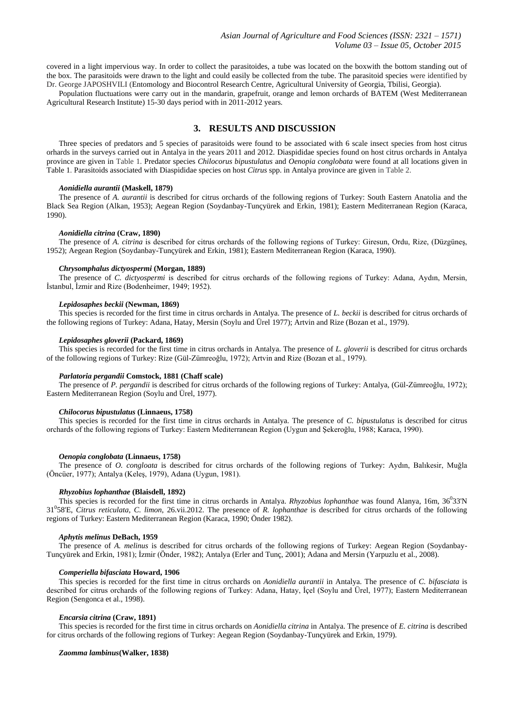covered in a light impervious way. In order to collect the parasitoides, a tube was located on the boxwith the bottom standing out of the box. The parasitoids were drawn to the light and could easily be collected from the tube. The parasitoid species were identified by Dr. George JAPOSHVILI (Entomology and Biocontrol Research Centre, Agricultural University of Georgia, Tbilisi, Georgia).

Population fluctuations were carry out in the mandarin, grapefruit, orange and lemon orchards of BATEM (West Mediterranean Agricultural Research Institute) 15-30 days period with in 2011-2012 years.

## 3. RESULTS AND DISCUSSION

Three species of predators and 5 species of parasitoids were found to be associated with 6 scale insect species from host citrus orhards in the surveys carried out in Antalya in the years 2011 and 2012. Diaspididae species found on host citrus orchards in Antalya province are given in Table 1. Predator species *Chilocorus bipustulatus* and *Oenopia conglobata* were found at all locations given in Table 1. Parasitoids associated with Diaspididae species on host *Citrus* spp. in Antalya province are given in Table 2.

#### *Aonidiella aurantii* (Maskell, 1879)

The presence of *A. aurantii* is described for citrus orchards of the following regions of Turkey: South Eastern Anatolia and the Black Sea Region (Alkan, 1953); Aegean Region (Soydanbay-Tunçyürek and Erkin, 1981); Eastern Mediterranean Region (Karaca, 1990).

#### *Aonidiella citrina* (Craw, 1890)

The presence of *A. citrina* is described for citrus orchards of the following regions of Turkey: Giresun, Ordu, Rize, (Düzgüneş, 1952); Aegean Region (Soydanbay-Tunçyürek and Erkin, 1981); Eastern Mediterranean Region (Karaca, 1990).

#### *Chrysomphalus dictyospermi* (Morgan, 1889)

The presence of *C. dictyospermi* is described for citrus orchards of the following regions of Turkey: Adana, Aydın, Mersin, İstanbul, İzmir and Rize (Bodenheimer, 1949; 1952).

#### *Lepidosaphes beckii* (Newman, 1869)

This species is recorded for the first time in citrus orchards in Antalya. The presence of *L. beckii* is described for citrus orchards of the following regions of Turkey: Adana, Hatay, Mersin (Soylu and Ürel 1977); Artvin and Rize (Bozan et al., 1979).

#### *Lepidosaphes gloverii* (Packard, 1869)

This species is recorded for the first time in citrus orchards in Antalya. The presence of *L. gloverii* is described for citrus orchards of the following regions of Turkey: Rize (Gül-Zümreoğlu, 1972); Artvin and Rize (Bozan et al., 1979).

#### *Parlatoria pergandii* Comstock, 1881 (Chaff scale)

The presence of *P. pergandii* is described for citrus orchards of the following regions of Turkey: Antalya, (Gül-Zümreoğlu, 1972); Eastern Mediterranean Region (Soylu and Ürel, 1977).

#### *Chilocorus bipustulatus* (Linnaeus, 1758)

This species is recorded for the first time in citrus orchards in Antalya. The presence of *C. bipustulatus* is described for citrus orchards of the following regions of Turkey: Eastern Mediterranean Region (Uygun and Şekeroğlu, 1988; Karaca, 1990).

#### *Oenopia conglobata* (Linnaeus, 1758)

The presence of *O. congloata* is described for citrus orchards of the following regions of Turkey: Aydın, Balıkesir, Muğla (Öncüer, 1977); Antalya (Keleş, 1979), Adana (Uygun, 1981).

#### *Rhyzobius lophanthae* (Blaisdell, 1892)

This species is recorded for the first time in citrus orchards in Antalya. *Rhyzobius lophanthae* was found Alanya, 16m, 36°33'N 31°58'E, *Citrus reticulata*, *C. limon*, 26.vii.2012. The presence of *R. lophanthae* is described for citrus orchards of the following regions of Turkey: Eastern Mediterranean Region (Karaca, 1990; Önder 1982).

#### *Aphytis melinus* DeBach, 1959

The presence of *A. melinus* is described for citrus orchards of the following regions of Turkey: Aegean Region (Soydanbay-Tunçyürek and Erkin, 1981); İzmir (Önder, 1982); Antalya (Erler and Tunç, 2001); Adana and Mersin (Yarpuzlu et al., 2008).

#### *Comperiella bifasciata* Howard, 1906

This species is recorded for the first time in citrus orchards on *Aonidiella aurantii* in Antalya. The presence of *C. bifasciata* is described for citrus orchards of the following regions of Turkey: Adana, Hatay, İçel (Soylu and Ürel, 1977); Eastern Mediterranean Region (Sengonca et al., 1998).

#### *Encarsia citrina* (Craw, 1891)

This species is recorded for the first time in citrus orchards on *Aonidiella citrina* in Antalya. The presence of *E. citrina* is described for citrus orchards of the following regions of Turkey: Aegean Region (Soydanbay-Tunçyürek and Erkin, 1979).

#### *Zaomma lambinus*(Walker, 1838)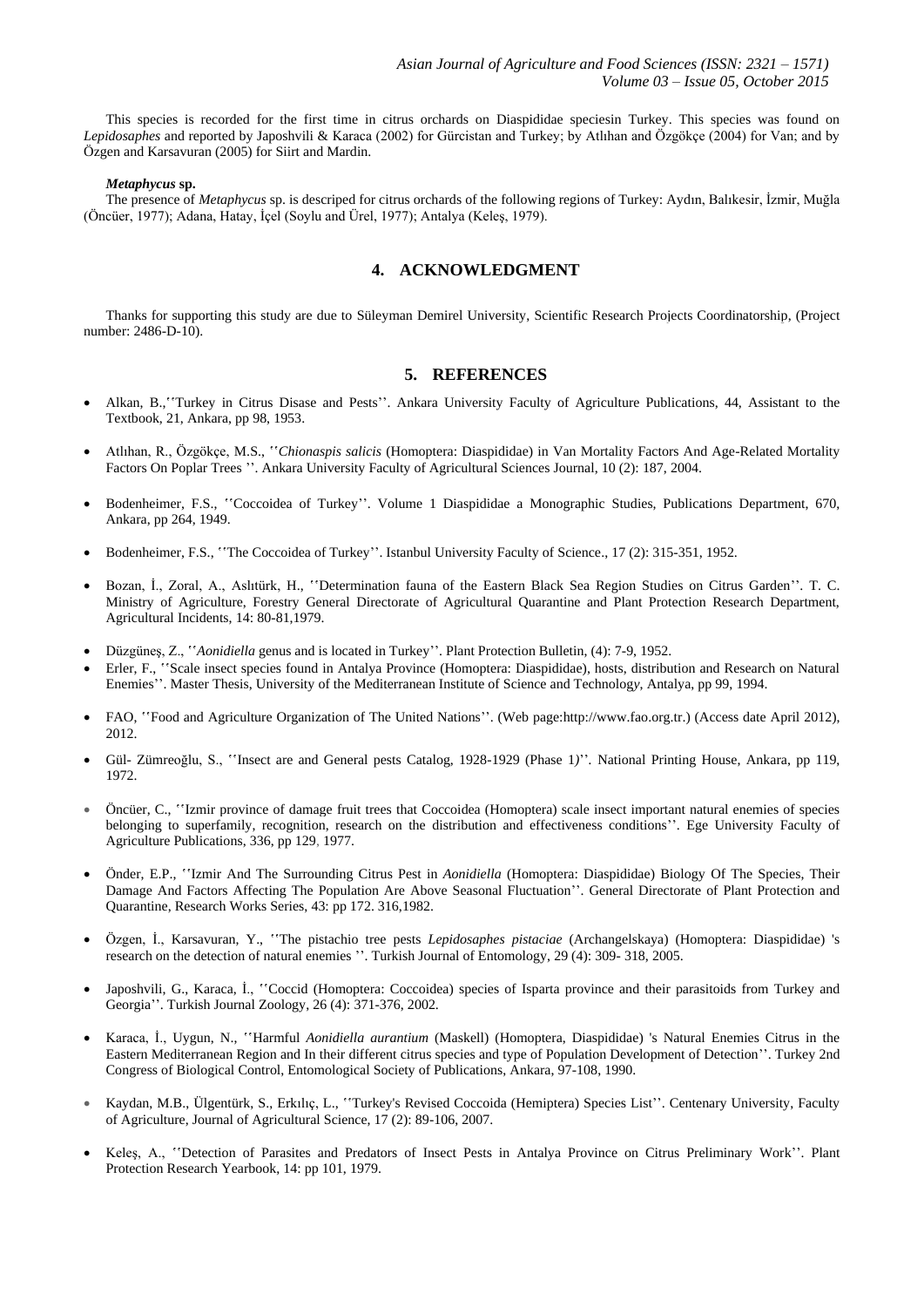This species is recorded for the first time in citrus orchards on Diaspididae speciesin Turkey. This species was found on *Lepidosaphes* and reported by Japoshvili & Karaca (2002) for Gürcistan and Turkey; by Atlıhan and Özgökçe (2004) for Van; and by Özgen and Karsavuran (2005) for Siirt and Mardin.

***Metaphycus* sp.**

The presence of *Metaphycus* sp. is descriped for citrus orchards of the following regions of Turkey: Aydın, Balıkesir, İzmir, Muğla (Öncüer, 1977); Adana, Hatay, İçel (Soylu and Ürel, 1977); Antalya (Keleş, 1979).

## 4. ACKNOWLEDGMENT

Thanks for supporting this study are due to Süleyman Demirel University, Scientific Research Projects Coordinatorship, (Project number: 2486-D-10).

## 5. REFERENCES

- Alkan, B.,''Turkey in Citrus Disase and Pests''. Ankara University Faculty of Agriculture Publications, 44, Assistant to the Textbook, 21, Ankara, pp 98, 1953.
- Atlıhan, R., Özgökçe, M.S., ''*Chionaspis salicis* (Homoptera: Diaspididae) in Van Mortality Factors And Age-Related Mortality Factors On Poplar Trees ''. Ankara University Faculty of Agricultural Sciences Journal, 10 (2): 187, 2004.
- Bodenheimer, F.S., ''Coccoidea of Turkey''. Volume 1 Diaspididae a Monographic Studies, Publications Department, 670, Ankara, pp 264, 1949.
- Bodenheimer, F.S., ''The Coccoidea of Turkey''. Istanbul University Faculty of Science., 17 (2): 315-351, 1952.
- Bozan, İ., Zoral, A., Aslıtürk, H., ''Determination fauna of the Eastern Black Sea Region Studies on Citrus Garden''. T. C. Ministry of Agriculture, Forestry General Directorate of Agricultural Quarantine and Plant Protection Research Department, Agricultural Incidents, 14: 80-81,1979.
- Düzgüneş, Z., ''*Aonidiella* genus and is located in Turkey''. Plant Protection Bulletin, (4): 7-9, 1952.
- Erler, F., ''Scale insect species found in Antalya Province (Homoptera: Diaspididae), hosts, distribution and Research on Natural Enemies''. Master Thesis, University of the Mediterranean Institute of Science and Technology, Antalya, pp 99, 1994.
- FAO, ''Food and Agriculture Organization of The United Nations''. (Web page:http://www.fao.org.tr.) (Access date April 2012), 2012.
- Gül- Zümreoğlu, S., ''Insect are and General pests Catalog, 1928-1929 (Phase 1)''. National Printing House, Ankara, pp 119, 1972.
- Öncüer, C., ''Izmir province of damage fruit trees that Coccoidea (Homoptera) scale insect important natural enemies of species belonging to superfamily, recognition, research on the distribution and effectiveness conditions''. Ege University Faculty of Agriculture Publications, 336, pp 129, 1977.
- Önder, E.P., ''Izmir And The Surrounding Citrus Pest in *Aonidiella* (Homoptera: Diaspididae) Biology Of The Species, Their Damage And Factors Affecting The Population Are Above Seasonal Fluctuation''. General Directorate of Plant Protection and Quarantine, Research Works Series, 43: pp 172. 316,1982.
- Özgen, İ., Karsavuran, Y., ''The pistachio tree pests *Lepidosaphes pistaciae* (Archangelskaya) (Homoptera: Diaspididae) 's research on the detection of natural enemies ''. Turkish Journal of Entomology, 29 (4): 309- 318, 2005.
- Japoshvili, G., Karaca, İ., ''Coccid (Homoptera: Coccoidea) species of Isparta province and their parasitoids from Turkey and Georgia''. Turkish Journal Zoology, 26 (4): 371-376, 2002.
- Karaca, İ., Uygun, N., ''Harmful *Aonidiella aurantium* (Maskell) (Homoptera, Diaspididae) 's Natural Enemies Citrus in the Eastern Mediterranean Region and In their different citrus species and type of Population Development of Detection''. Turkey 2nd Congress of Biological Control, Entomological Society of Publications, Ankara, 97-108, 1990.
- Kaydan, M.B., Ülgentürk, S., Erkılıç, L., ''Turkey's Revised Coccoida (Hemiptera) Species List''. Centenary University, Faculty of Agriculture, Journal of Agricultural Science, 17 (2): 89-106, 2007.
- Keleş, A., ''Detection of Parasites and Predators of Insect Pests in Antalya Province on Citrus Preliminary Work''. Plant Protection Research Yearbook, 14: pp 101, 1979.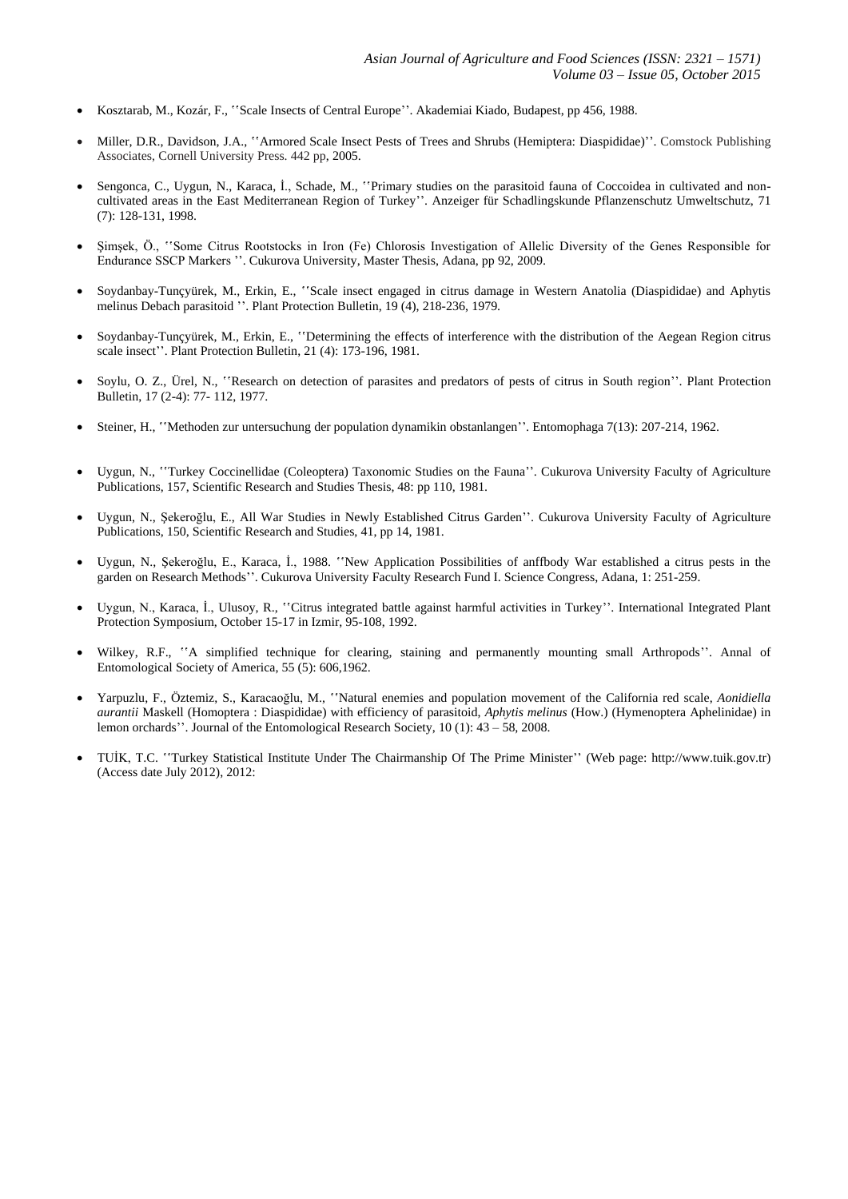- Kosztarab, M., Kozár, F., ''Scale Insects of Central Europe''. Akademiai Kiado, Budapest, pp 456, 1988.

- Miller, D.R., Davidson, J.A., ''Armored Scale Insect Pests of Trees and Shrubs (Hemiptera: Diaspididae)''. Comstock Publishing Associates, Cornell University Press. 442 pp, 2005.

- Sengonca, C., Uygun, N., Karaca, İ., Schade, M., ''Primary studies on the parasitoid fauna of Coccoidea in cultivated and non-cultivated areas in the East Mediterranean Region of Turkey''. Anzeiger für Schadlingskunde Pflanzenschutz Umweltschutz, 71 (7): 128-131, 1998.

- Şimşek, Ö., ''Some Citrus Rootstocks in Iron (Fe) Chlorosis Investigation of Allelic Diversity of the Genes Responsible for Endurance SSCP Markers ''. Cukurova University, Master Thesis, Adana, pp 92, 2009.

- Soydanbay-Tunçyürek, M., Erkin, E., ''Scale insect engaged in citrus damage in Western Anatolia (Diaspididae) and Aphytis melinus Debach parasitoid ''. Plant Protection Bulletin, 19 (4), 218-236, 1979.

- Soydanbay-Tunçyürek, M., Erkin, E., ''Determining the effects of interference with the distribution of the Aegean Region citrus scale insect''. Plant Protection Bulletin, 21 (4): 173-196, 1981.

- Soylu, O. Z., Ürel, N., ''Research on detection of parasites and predators of pests of citrus in South region''. Plant Protection Bulletin, 17 (2-4): 77- 112, 1977.

- Steiner, H., ''Methoden zur untersuchung der population dynamikin obstanlangen''. Entomophaga 7(13): 207-214, 1962.

- Uygun, N., ''Turkey Coccinellidae (Coleoptera) Taxonomic Studies on the Fauna''. Cukurova University Faculty of Agriculture Publications, 157, Scientific Research and Studies Thesis, 48: pp 110, 1981.

- Uygun, N., Şekeroğlu, E., All War Studies in Newly Established Citrus Garden''. Cukurova University Faculty of Agriculture Publications, 150, Scientific Research and Studies, 41, pp 14, 1981.

- Uygun, N., Şekeroğlu, E., Karaca, İ., 1988. ''New Application Possibilities of anffbody War established a citrus pests in the garden on Research Methods''. Cukurova University Faculty Research Fund I. Science Congress, Adana, 1: 251-259.

- Uygun, N., Karaca, İ., Ulusoy, R., ''Citrus integrated battle against harmful activities in Turkey''. International Integrated Plant Protection Symposium, October 15-17 in Izmir, 95-108, 1992.

- Wilkey, R.F., ''A simplified technique for clearing, staining and permanently mounting small Arthropods''. Annal of Entomological Society of America, 55 (5): 606,1962.

- Yarpuzlu, F., Öztemiz, S., Karacaoğlu, M., ''Natural enemies and population movement of the California red scale, *Aonidiella aurantii* Maskell (Homoptera : Diaspididae) with efficiency of parasitoid, *Aphytis melinus* (How.) (Hymenoptera Aphelinidae) in lemon orchards''. Journal of the Entomological Research Society, 10 (1): 43 – 58, 2008.

- TUİK, T.C. ''Turkey Statistical Institute Under The Chairmanship Of The Prime Minister'' (Web page: http://www.tuik.gov.tr) (Access date July 2012), 2012: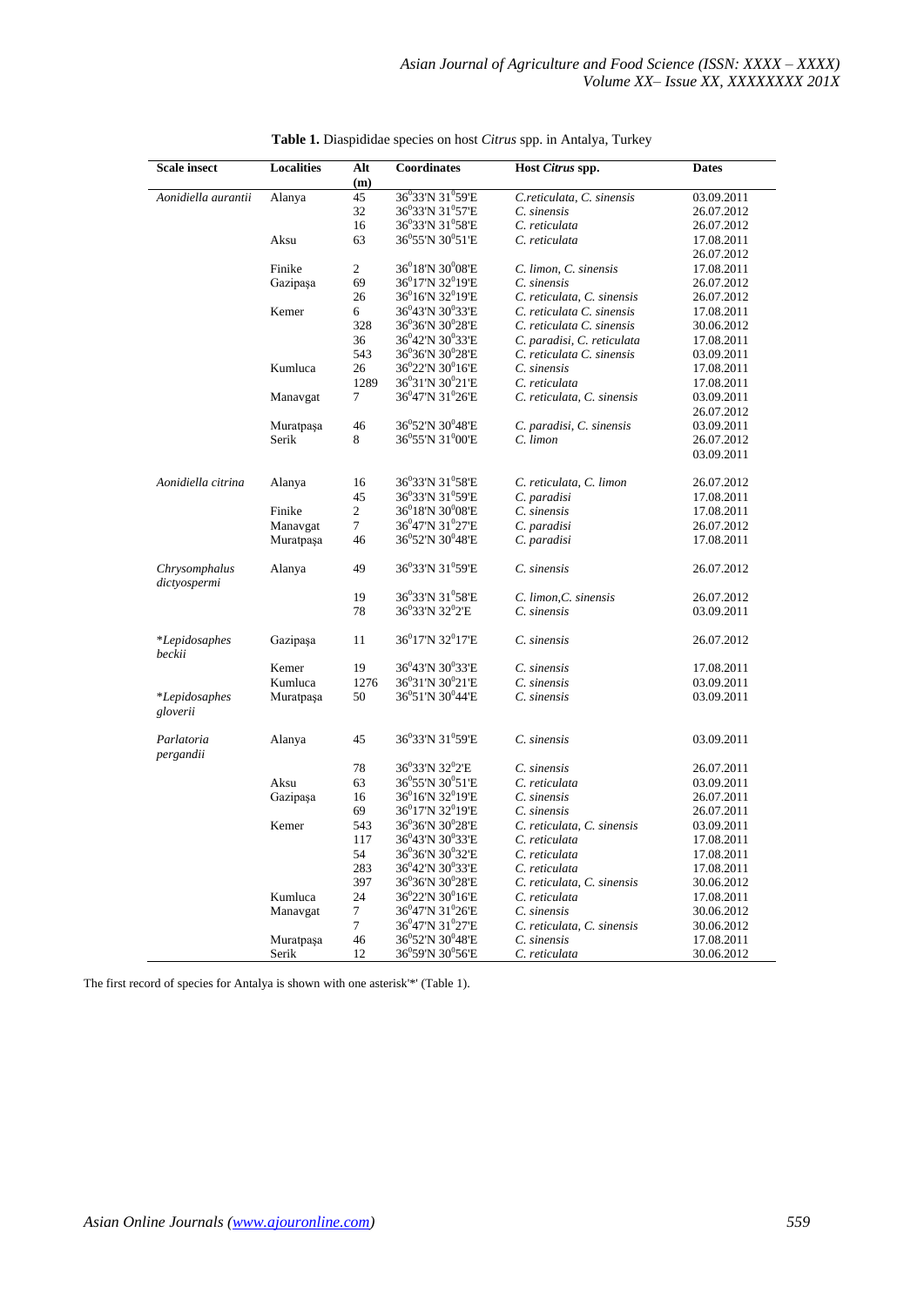**Table 1.** Diaspididae species on host *Citrus* spp. in Antalya, Turkey

| Scale insect | Localities | Alt (m) | Coordinates | Host *Citrus* spp. | Dates |
|---|---|---|---|---|---|
| *Aonidiella aurantii* | Alanya | 45 | 36°33'N 31°59'E | *C.reticulata, C. sinensis* | 03.09.2011 |
| | | 32 | 36°33'N 31°57'E | *C. sinensis* | 26.07.2012 |
| | | 16 | 36°33'N 31°58'E | *C. reticulata* | 26.07.2012 |
| | Aksu | 63 | 36°55'N 30°51'E | *C. reticulata* | 17.08.2011 |
| | | | | | 26.07.2012 |
| | Finike | 2 | 36°18'N 30°08'E | *C. limon, C. sinensis* | 17.08.2011 |
| | Gazipaşa | 69 | 36°17'N 32°19'E | *C. sinensis* | 26.07.2012 |
| | | 26 | 36°16'N 32°19'E | *C. reticulata, C. sinensis* | 26.07.2012 |
| | Kemer | 6 | 36°43'N 30°33'E | *C. reticulata C. sinensis* | 17.08.2011 |
| | | 328 | 36°36'N 30°28'E | *C. reticulata C. sinensis* | 30.06.2012 |
| | | 36 | 36°42'N 30°33'E | *C. paradisi, C. reticulata* | 17.08.2011 |
| | | 543 | 36°36'N 30°28'E | *C. reticulata C. sinensis* | 03.09.2011 |
| | Kumluca | 26 | 36°22'N 30°16'E | *C. sinensis* | 17.08.2011 |
| | | 1289 | 36°31'N 30°21'E | *C. reticulata* | 17.08.2011 |
| | Manavgat | 7 | 36°47'N 31°26'E | *C. reticulata, C. sinensis* | 03.09.2011 |
| | | | | | 26.07.2012 |
| | Muratpaşa | 46 | 36°52'N 30°48'E | *C. paradisi, C. sinensis* | 03.09.2011 |
| | Serik | 8 | 36°55'N 31°00'E | *C. limon* | 26.07.2012 |
| | | | | | 03.09.2011 |
| *Aonidiella citrina* | Alanya | 16 | 36°33'N 31°58'E | *C. reticulata, C. limon* | 26.07.2012 |
| | | 45 | 36°33'N 31°59'E | *C. paradisi* | 17.08.2011 |
| | Finike | 2 | 36°18'N 30°08'E | *C. sinensis* | 17.08.2011 |
| | Manavgat | 7 | 36°47'N 31°27'E | *C. paradisi* | 26.07.2012 |
| | Muratpaşa | 46 | 36°52'N 30°48'E | *C. paradisi* | 17.08.2011 |
| *Chrysomphalus dictyospermi* | Alanya | 49 | 36°33'N 31°59'E | *C. sinensis* | 26.07.2012 |
| | | 19 | 36°33'N 31°58'E | *C. limon,C. sinensis* | 26.07.2012 |
| | | 78 | 36°33'N 32°2'E | *C. sinensis* | 03.09.2011 |
| **Lepidosaphes beckii* | Gazipaşa | 11 | 36°17'N 32°17'E | *C. sinensis* | 26.07.2012 |
| | Kemer | 19 | 36°43'N 30°33'E | *C. sinensis* | 17.08.2011 |
| | Kumluca | 1276 | 36°31'N 30°21'E | *C. sinensis* | 03.09.2011 |
| **Lepidosaphes gloverii* | Muratpaşa | 50 | 36°51'N 30°44'E | *C. sinensis* | 03.09.2011 |
| *Parlatoria pergandii* | Alanya | 45 | 36°33'N 31°59'E | *C. sinensis* | 03.09.2011 |
| | | 78 | 36°33'N 32°2'E | *C. sinensis* | 26.07.2011 |
| | Aksu | 63 | 36°55'N 30°51'E | *C. reticulata* | 03.09.2011 |
| | Gazipaşa | 16 | 36°16'N 32°19'E | *C. sinensis* | 26.07.2011 |
| | | 69 | 36°17'N 32°19'E | *C. sinensis* | 26.07.2011 |
| | Kemer | 543 | 36°36'N 30°28'E | *C. reticulata, C. sinensis* | 03.09.2011 |
| | | 117 | 36°43'N 30°33'E | *C. reticulata* | 17.08.2011 |
| | | 54 | 36°36'N 30°32'E | *C. reticulata* | 17.08.2011 |
| | | 283 | 36°42'N 30°33'E | *C. reticulata* | 17.08.2011 |
| | | 397 | 36°36'N 30°28'E | *C. reticulata, C. sinensis* | 30.06.2012 |
| | Kumluca | 24 | 36°22'N 30°16'E | *C. reticulata* | 17.08.2011 |
| | Manavgat | 7 | 36°47'N 31°26'E | *C. sinensis* | 30.06.2012 |
| | | 7 | 36°47'N 31°27'E | *C. reticulata, C. sinensis* | 30.06.2012 |
| | Muratpaşa | 46 | 36°52'N 30°48'E | *C. sinensis* | 17.08.2011 |
| | Serik | 12 | 36°59'N 30°56'E | *C. reticulata* | 30.06.2012 |

The first record of species for Antalya is shown with one asterisk'*' (Table 1).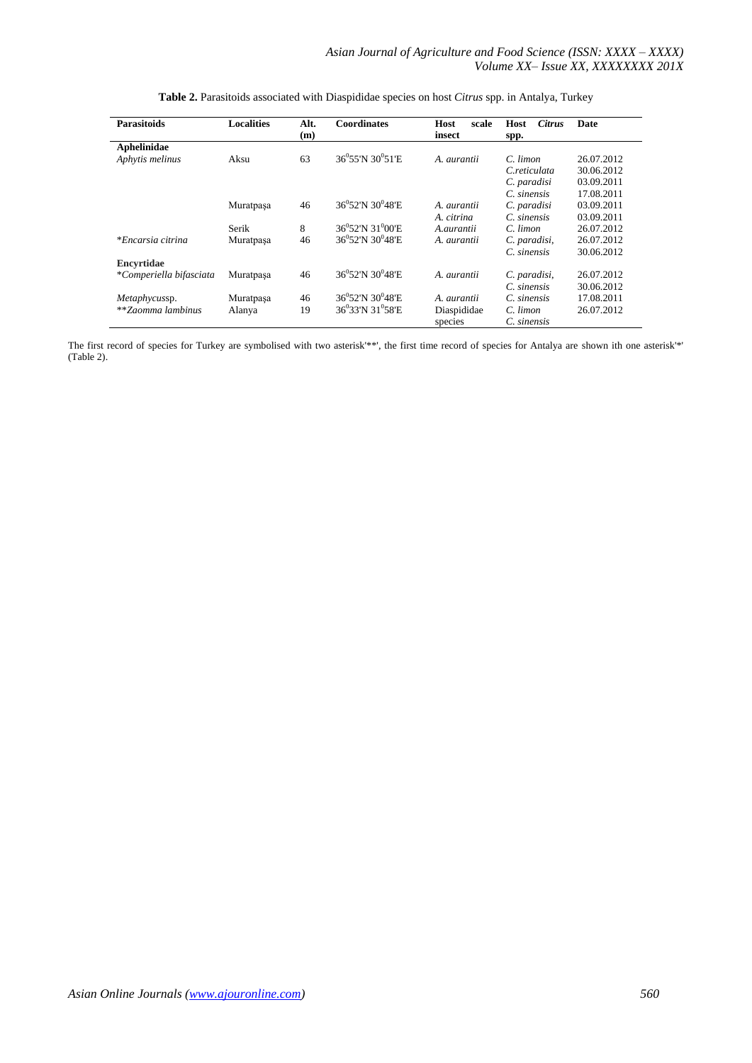**Table 2.** Parasitoids associated with Diaspididae species on host *Citrus* spp. in Antalya, Turkey

| Parasitoids | Localities | Alt. (m) | Coordinates | Host scale insect | Host *Citrus* spp. | Date |
|---|---|---|---|---|---|---|
| **Aphelinidae** | | | | | | |
| *Aphytis melinus* | Aksu | 63 | 36$^0$55'N 30$^0$51'E | *A. aurantii* | *C. limon* | 26.07.2012 |
| | | | | | *C.reticulata* | 30.06.2012 |
| | | | | | *C. paradisi* | 03.09.2011 |
| | | | | | *C. sinensis* | 17.08.2011 |
| | Muratpaşa | 46 | 36$^0$52'N 30$^0$48'E | *A. aurantii* | *C. paradisi* | 03.09.2011 |
| | | | | *A. citrina* | *C. sinensis* | 03.09.2011 |
| | Serik | 8 | 36$^0$52'N 31$^0$00'E | *A.aurantii* | *C. limon* | 26.07.2012 |
| **Encarsia citrina* | Muratpaşa | 46 | 36$^0$52'N 30$^0$48'E | *A. aurantii* | *C. paradisi,* | 26.07.2012 |
| | | | | | *C. sinensis* | 30.06.2012 |
| **Encyrtidae** | | | | | | |
| **Comperiella bifasciata* | Muratpaşa | 46 | 36$^0$52'N 30$^0$48'E | *A. aurantii* | *C. paradisi,* | 26.07.2012 |
| | | | | | *C. sinensis* | 30.06.2012 |
| *Metaphycus*sp. | Muratpaşa | 46 | 36$^0$52'N 30$^0$48'E | *A. aurantii* | *C. sinensis* | 17.08.2011 |
| ***Zaomma lambinus* | Alanya | 19 | 36$^0$33'N 31$^0$58'E | Diaspididae species | *C. limon* | 26.07.2012 |
| | | | | | *C. sinensis* | |

The first record of species for Turkey are symbolised with two asterisk'**', the first time record of species for Antalya are shown ith one asterisk'*' (Table 2).